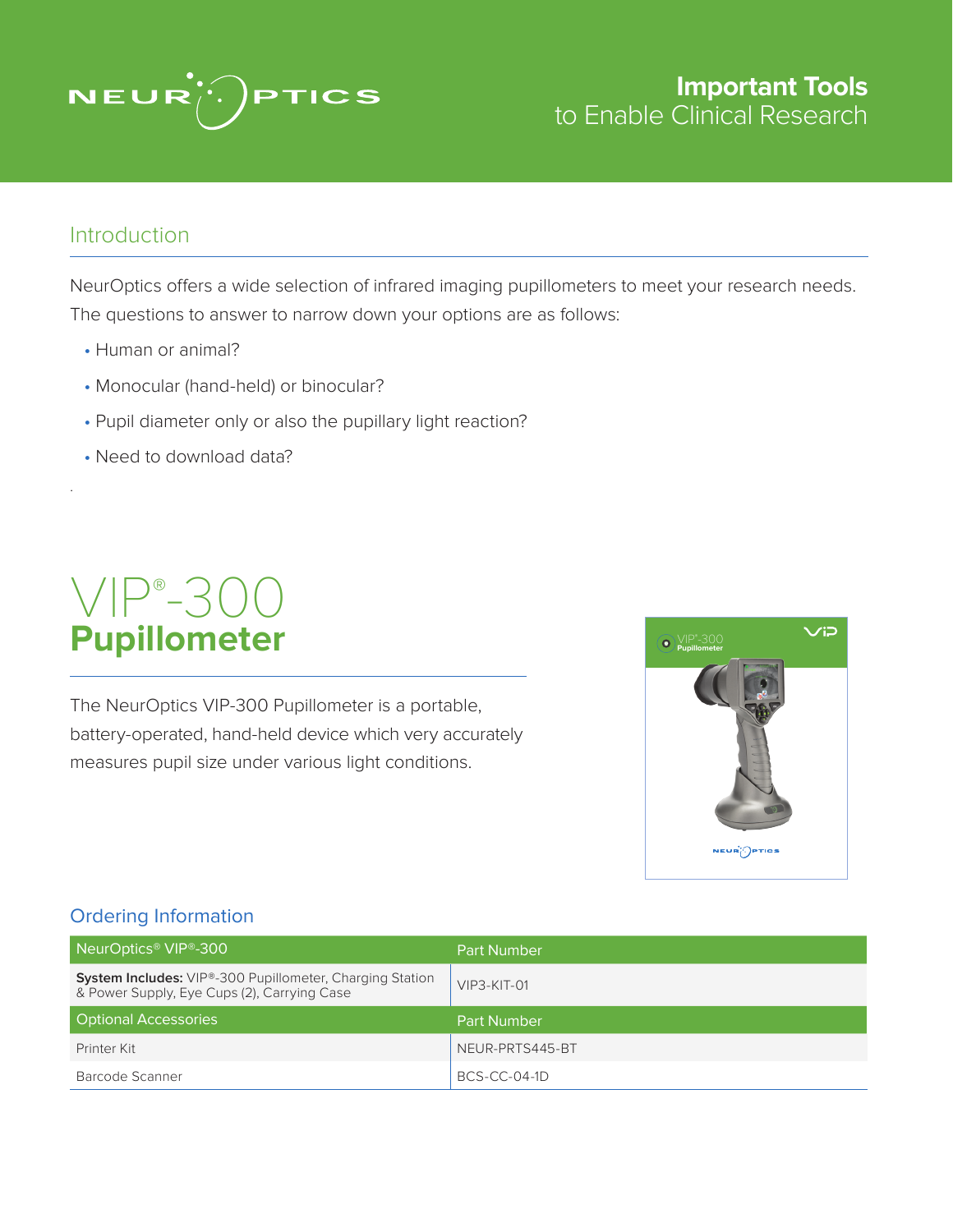# Important Tools to Enable Clinical Research

## Introduction

NeurOptics offers a wide selection of infrared imaging pupillometers to meet your research needs. The questions to answer to narrow down your options are as follows:

- Human or animal?
- Monocular (hand-held) or binocular?
- Pupil diameter only or also the pupillary light reaction?
- Need to download data?

## VIP®-300 Pupillometer

The NeurOptics VIP-300 Pupillometer is a portable, battery-operated, hand-held device which very accurately measures pupil size under various light conditions.

### Ordering Information

| NeurOptics® VIP®-300 | Part Number |
|---|---|
| **System Includes:** VIP®-300 Pupillometer, Charging Station & Power Supply, Eye Cups (2), Carrying Case | VIP3-KIT-01 |
| **Optional Accessories** | **Part Number** |
| Printer Kit | NEUR-PRTS445-BT |
| Barcode Scanner | BCS-CC-04-1D |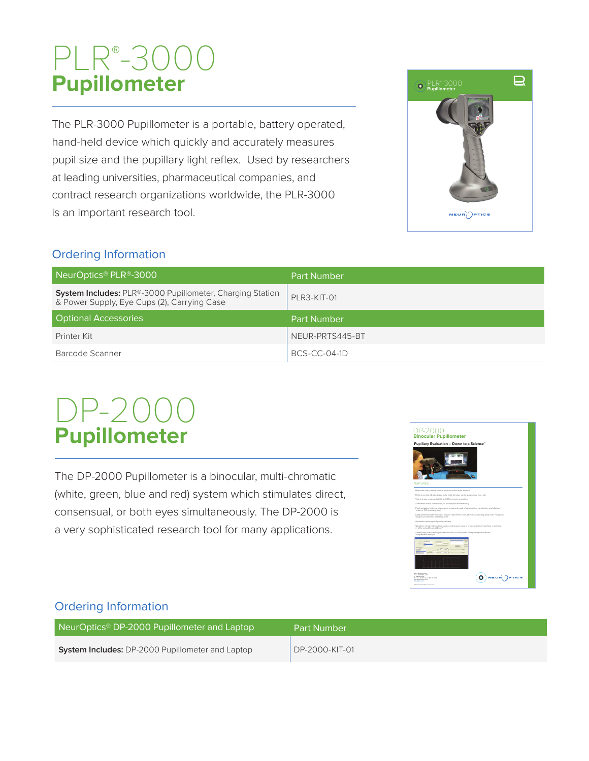# PLR®-3000 Pupillometer

The PLR-3000 Pupillometer is a portable, battery operated, hand-held device which quickly and accurately measures pupil size and the pupillary light reflex. Used by researchers at leading universities, pharmaceutical companies, and contract research organizations worldwide, the PLR-3000 is an important research tool.

## Ordering Information

| NeurOptics® PLR®-3000 | Part Number |
|---|---|
| **System Includes:** PLR®-3000 Pupillometer, Charging Station & Power Supply, Eye Cups (2), Carrying Case | PLR3-KIT-01 |
| **Optional Accessories** | **Part Number** |
| Printer Kit | NEUR-PRTS445-BT |
| Barcode Scanner | BCS-CC-04-1D |

# DP-2000 Pupillometer

The DP-2000 Pupillometer is a binocular, multi-chromatic (white, green, blue and red) system which stimulates direct, consensual, or both eyes simultaneously. The DP-2000 is a very sophisticated research tool for many applications.

## Ordering Information

| NeurOptics® DP-2000 Pupillometer and Laptop | Part Number |
|---|---|
| **System Includes:** DP-2000 Pupillometer and Laptop | DP-2000-KIT-01 |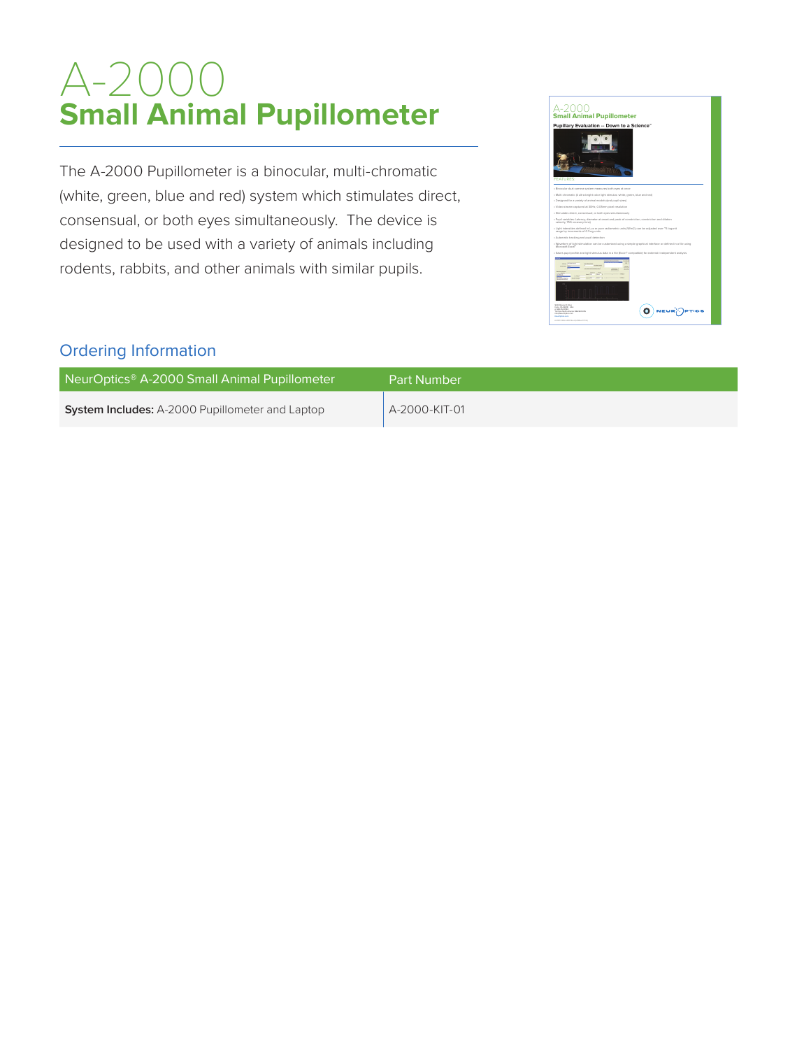# A-2000
## Small Animal Pupillometer

The A-2000 Pupillometer is a binocular, multi-chromatic (white, green, blue and red) system which stimulates direct, consensual, or both eyes simultaneously. The device is designed to be used with a variety of animals including rodents, rabbits, and other animals with similar pupils.

### Ordering Information

| NeurOptics® A-2000 Small Animal Pupillometer | Part Number |
|---|---|
| **System Includes:** A-2000 Pupillometer and Laptop | A-2000-KIT-01 |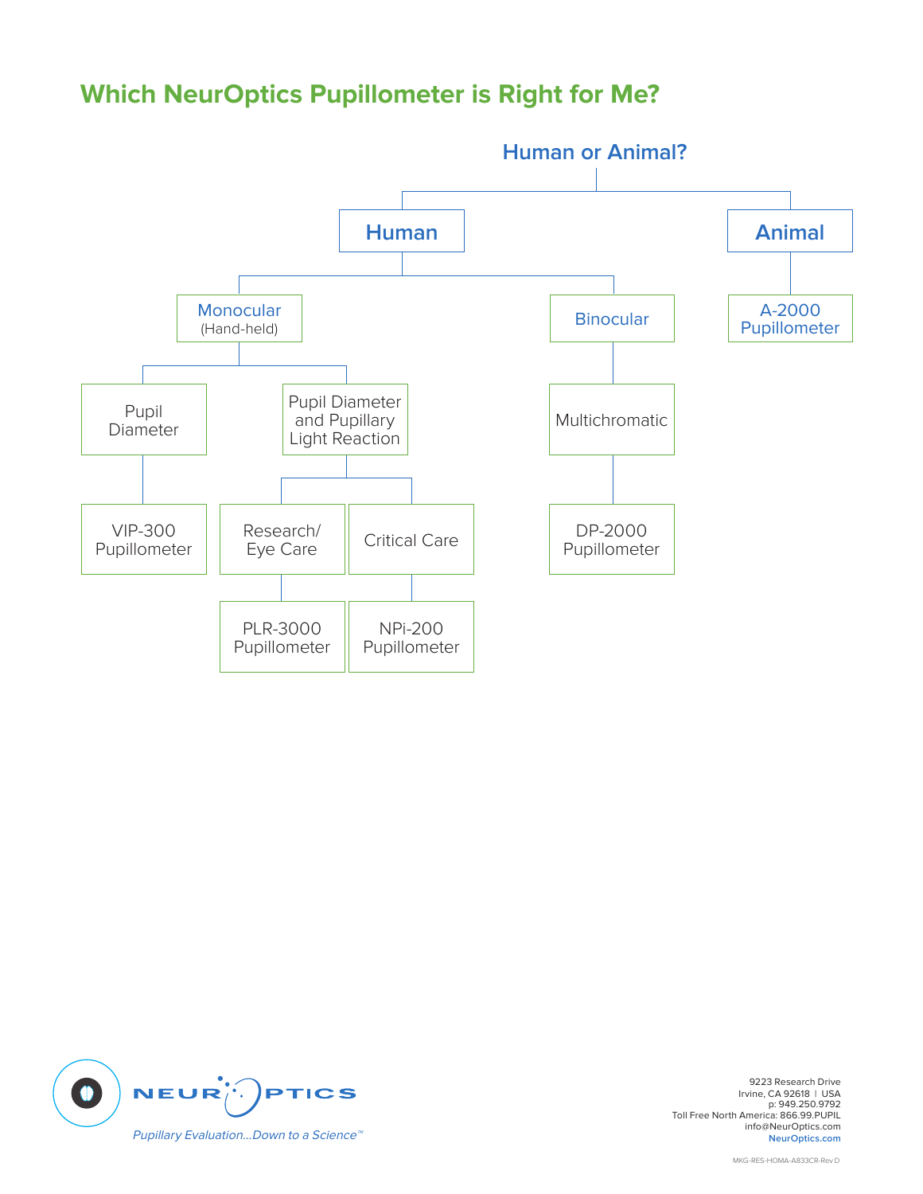# Which NeurOptics Pupillometer is Right for Me?

Human or Animal?

Human

Monocular
(Hand-held)

Pupil Diameter

VIP-300 Pupillometer

Pupil Diameter and Pupillary Light Reaction

Research/ Eye Care

PLR-3000 Pupillometer

Critical Care

NPi-200 Pupillometer

Binocular

Multichromatic

DP-2000 Pupillometer

Animal

A-2000 Pupillometer

NEUROPTICS

*Pupillary Evaluation...Down to a Science™*

9223 Research Drive
Irvine, CA 92618 | USA
p: 949.250.9792
Toll Free North America: 866.99.PUPIL
info@NeurOptics.com
NeurOptics.com

MKG-RES-HOMA-A833CR-Rev D